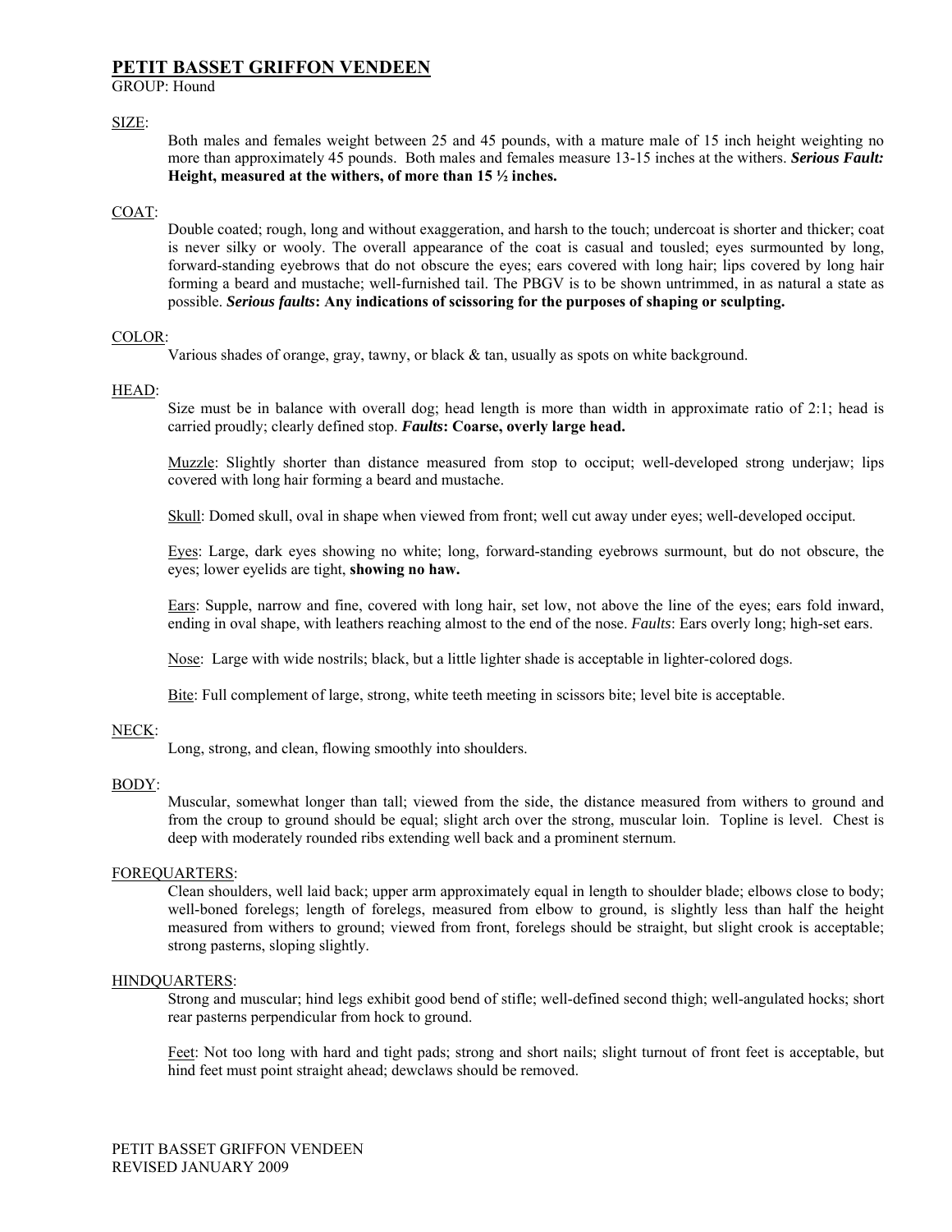# PETIT BASSET GRIFFON VENDEEN

GROUP: Hound

SIZE:

Both males and females weight between 25 and 45 pounds, with a mature male of 15 inch height weighting no more than approximately 45 pounds. Both males and females measure 13-15 inches at the withers. ***Serious Fault:*** **Height, measured at the withers, of more than 15 ½ inches.**

COAT:

Double coated; rough, long and without exaggeration, and harsh to the touch; undercoat is shorter and thicker; coat is never silky or wooly. The overall appearance of the coat is casual and tousled; eyes surmounted by long, forward-standing eyebrows that do not obscure the eyes; ears covered with long hair; lips covered by long hair forming a beard and mustache; well-furnished tail. The PBGV is to be shown untrimmed, in as natural a state as possible. ***Serious faults*****: Any indications of scissoring for the purposes of shaping or sculpting.**

COLOR:

Various shades of orange, gray, tawny, or black & tan, usually as spots on white background.

HEAD:

Size must be in balance with overall dog; head length is more than width in approximate ratio of 2:1; head is carried proudly; clearly defined stop. ***Faults*****: Coarse, overly large head.**

Muzzle: Slightly shorter than distance measured from stop to occiput; well-developed strong underjaw; lips covered with long hair forming a beard and mustache.

Skull: Domed skull, oval in shape when viewed from front; well cut away under eyes; well-developed occiput.

Eyes: Large, dark eyes showing no white; long, forward-standing eyebrows surmount, but do not obscure, the eyes; lower eyelids are tight, **showing no haw.**

Ears: Supple, narrow and fine, covered with long hair, set low, not above the line of the eyes; ears fold inward, ending in oval shape, with leathers reaching almost to the end of the nose. *Faults*: Ears overly long; high-set ears.

Nose: Large with wide nostrils; black, but a little lighter shade is acceptable in lighter-colored dogs.

Bite: Full complement of large, strong, white teeth meeting in scissors bite; level bite is acceptable.

NECK:

Long, strong, and clean, flowing smoothly into shoulders.

BODY:

Muscular, somewhat longer than tall; viewed from the side, the distance measured from withers to ground and from the croup to ground should be equal; slight arch over the strong, muscular loin. Topline is level. Chest is deep with moderately rounded ribs extending well back and a prominent sternum.

FOREQUARTERS:

Clean shoulders, well laid back; upper arm approximately equal in length to shoulder blade; elbows close to body; well-boned forelegs; length of forelegs, measured from elbow to ground, is slightly less than half the height measured from withers to ground; viewed from front, forelegs should be straight, but slight crook is acceptable; strong pasterns, sloping slightly.

HINDQUARTERS:

Strong and muscular; hind legs exhibit good bend of stifle; well-defined second thigh; well-angulated hocks; short rear pasterns perpendicular from hock to ground.

Feet: Not too long with hard and tight pads; strong and short nails; slight turnout of front feet is acceptable, but hind feet must point straight ahead; dewclaws should be removed.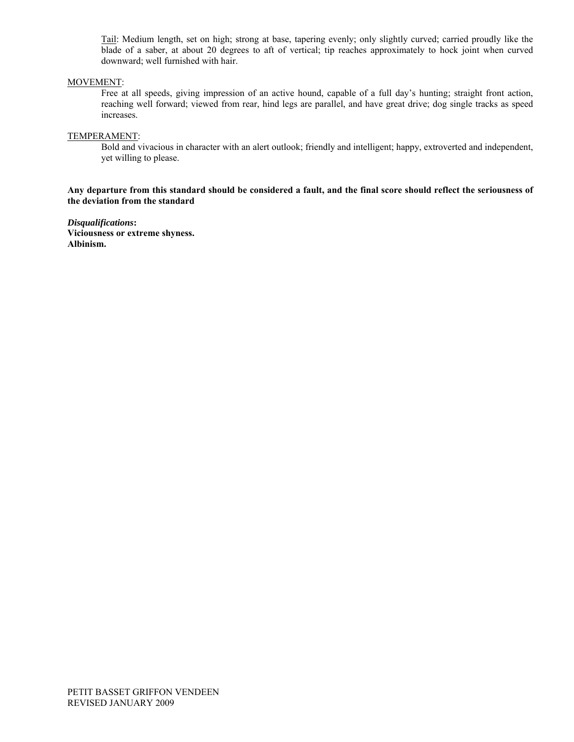Tail: Medium length, set on high; strong at base, tapering evenly; only slightly curved; carried proudly like the blade of a saber, at about 20 degrees to aft of vertical; tip reaches approximately to hock joint when curved downward; well furnished with hair.

MOVEMENT:

Free at all speeds, giving impression of an active hound, capable of a full day's hunting; straight front action, reaching well forward; viewed from rear, hind legs are parallel, and have great drive; dog single tracks as speed increases.

TEMPERAMENT:

Bold and vivacious in character with an alert outlook; friendly and intelligent; happy, extroverted and independent, yet willing to please.

**Any departure from this standard should be considered a fault, and the final score should reflect the seriousness of the deviation from the standard**

***Disqualifications*:**
**Viciousness or extreme shyness.**
**Albinism.**

PETIT BASSET GRIFFON VENDEEN
REVISED JANUARY 2009